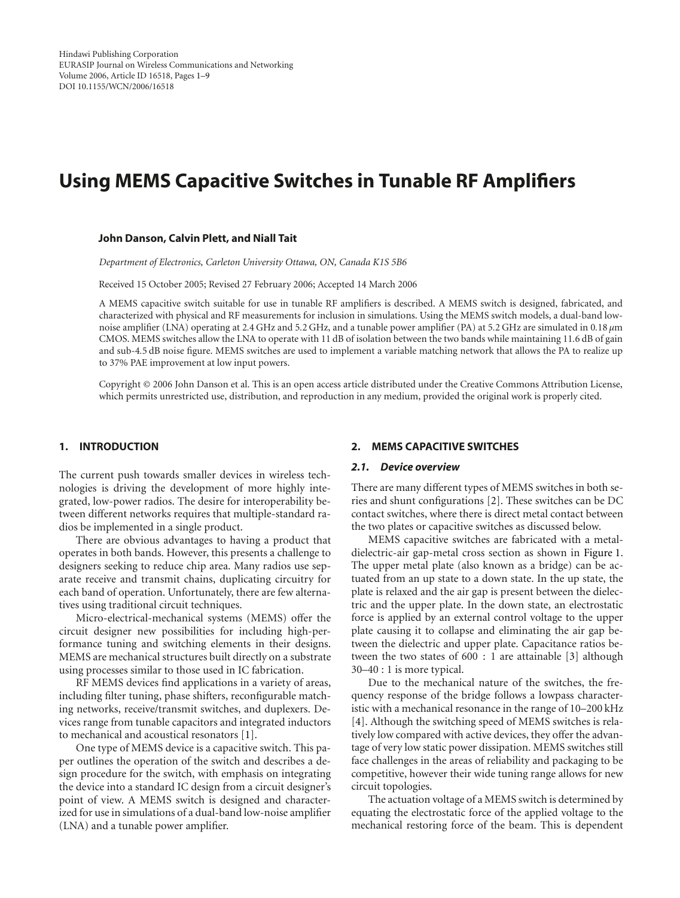Hindawi Publishing Corporation
EURASIP Journal on Wireless Communications and Networking
Volume 2006, Article ID 16518, Pages 1–9
DOI 10.1155/WCN/2006/16518

# Using MEMS Capacitive Switches in Tunable RF Amplifiers

**John Danson, Calvin Plett, and Niall Tait**

*Department of Electronics, Carleton University Ottawa, ON, Canada K1S 5B6*

Received 15 October 2005; Revised 27 February 2006; Accepted 14 March 2006

A MEMS capacitive switch suitable for use in tunable RF amplifiers is described. A MEMS switch is designed, fabricated, and characterized with physical and RF measurements for inclusion in simulations. Using the MEMS switch models, a dual-band low-noise amplifier (LNA) operating at 2.4 GHz and 5.2 GHz, and a tunable power amplifier (PA) at 5.2 GHz are simulated in 0.18 $\mu$m CMOS. MEMS switches allow the LNA to operate with 11 dB of isolation between the two bands while maintaining 11.6 dB of gain and sub-4.5 dB noise figure. MEMS switches are used to implement a variable matching network that allows the PA to realize up to 37% PAE improvement at low input powers.

Copyright © 2006 John Danson et al. This is an open access article distributed under the Creative Commons Attribution License, which permits unrestricted use, distribution, and reproduction in any medium, provided the original work is properly cited.

## 1. INTRODUCTION

The current push towards smaller devices in wireless technologies is driving the development of more highly integrated, low-power radios. The desire for interoperability between different networks requires that multiple-standard radios be implemented in a single product.

There are obvious advantages to having a product that operates in both bands. However, this presents a challenge to designers seeking to reduce chip area. Many radios use separate receive and transmit chains, duplicating circuitry for each band of operation. Unfortunately, there are few alternatives using traditional circuit techniques.

Micro-electrical-mechanical systems (MEMS) offer the circuit designer new possibilities for including high-performance tuning and switching elements in their designs. MEMS are mechanical structures built directly on a substrate using processes similar to those used in IC fabrication.

RF MEMS devices find applications in a variety of areas, including filter tuning, phase shifters, reconfigurable matching networks, receive/transmit switches, and duplexers. Devices range from tunable capacitors and integrated inductors to mechanical and acoustical resonators [1].

One type of MEMS device is a capacitive switch. This paper outlines the operation of the switch and describes a design procedure for the switch, with emphasis on integrating the device into a standard IC design from a circuit designer's point of view. A MEMS switch is designed and characterized for use in simulations of a dual-band low-noise amplifier (LNA) and a tunable power amplifier.

## 2. MEMS CAPACITIVE SWITCHES

### 2.1. *Device overview*

There are many different types of MEMS switches in both series and shunt configurations [2]. These switches can be DC contact switches, where there is direct metal contact between the two plates or capacitive switches as discussed below.

MEMS capacitive switches are fabricated with a metal-dielectric-air gap-metal cross section as shown in Figure 1. The upper metal plate (also known as a bridge) can be actuated from an up state to a down state. In the up state, the plate is relaxed and the air gap is present between the dielectric and the upper plate. In the down state, an electrostatic force is applied by an external control voltage to the upper plate causing it to collapse and eliminating the air gap between the dielectric and upper plate. Capacitance ratios between the two states of 600 : 1 are attainable [3] although 30–40 : 1 is more typical.

Due to the mechanical nature of the switches, the frequency response of the bridge follows a lowpass characteristic with a mechanical resonance in the range of 10–200 kHz [4]. Although the switching speed of MEMS switches is relatively low compared with active devices, they offer the advantage of very low static power dissipation. MEMS switches still face challenges in the areas of reliability and packaging to be competitive, however their wide tuning range allows for new circuit topologies.

The actuation voltage of a MEMS switch is determined by equating the electrostatic force of the applied voltage to the mechanical restoring force of the beam. This is dependent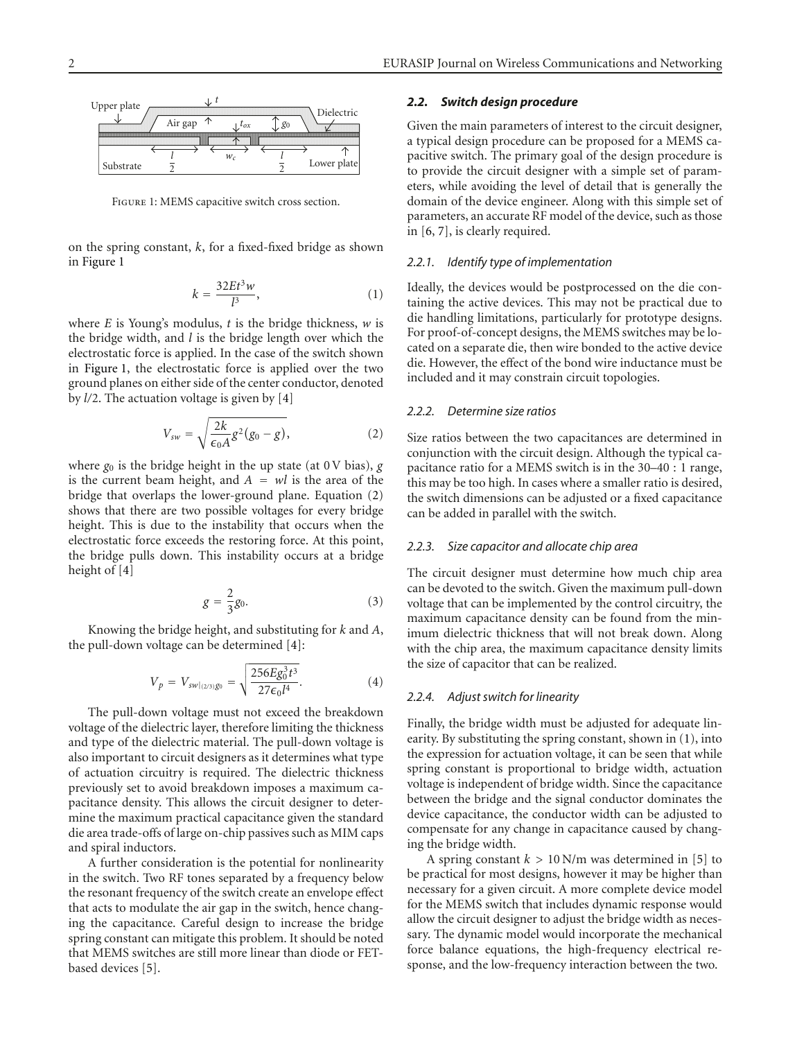FIGURE 1: MEMS capacitive switch cross section.

on the spring constant, $k$, for a fixed-fixed bridge as shown in Figure 1

$$k = \frac{32Et^3w}{l^3}, \tag{1}$$

where $E$ is Young's modulus, $t$ is the bridge thickness, $w$ is the bridge width, and $l$ is the bridge length over which the electrostatic force is applied. In the case of the switch shown in Figure 1, the electrostatic force is applied over the two ground planes on either side of the center conductor, denoted by $l/2$. The actuation voltage is given by [4]

$$V_{sw} = \sqrt{\frac{2k}{\epsilon_0 A} g^2 (g_0 - g)}, \tag{2}$$

where $g_0$ is the bridge height in the up state (at 0 V bias), $g$ is the current beam height, and $A = wl$ is the area of the bridge that overlaps the lower-ground plane. Equation (2) shows that there are two possible voltages for every bridge height. This is due to the instability that occurs when the electrostatic force exceeds the restoring force. At this point, the bridge pulls down. This instability occurs at a bridge height of [4]

$$g = \frac{2}{3} g_0. \tag{3}$$

Knowing the bridge height, and substituting for $k$ and $A$, the pull-down voltage can be determined [4]:

$$V_p = V_{sw|(2/3)g_0} = \sqrt{\frac{256 E g_0^3 t^3}{27 \epsilon_0 l^4}}. \tag{4}$$

The pull-down voltage must not exceed the breakdown voltage of the dielectric layer, therefore limiting the thickness and type of the dielectric material. The pull-down voltage is also important to circuit designers as it determines what type of actuation circuitry is required. The dielectric thickness previously set to avoid breakdown imposes a maximum capacitance density. This allows the circuit designer to determine the maximum practical capacitance given the standard die area trade-offs of large on-chip passives such as MIM caps and spiral inductors.

A further consideration is the potential for nonlinearity in the switch. Two RF tones separated by a frequency below the resonant frequency of the switch create an envelope effect that acts to modulate the air gap in the switch, hence changing the capacitance. Careful design to increase the bridge spring constant can mitigate this problem. It should be noted that MEMS switches are still more linear than diode or FET-based devices [5].

### *2.2. Switch design procedure*

Given the main parameters of interest to the circuit designer, a typical design procedure can be proposed for a MEMS capacitive switch. The primary goal of the design procedure is to provide the circuit designer with a simple set of parameters, while avoiding the level of detail that is generally the domain of the device engineer. Along with this simple set of parameters, an accurate RF model of the device, such as those in [6, 7], is clearly required.

#### *2.2.1. Identify type of implementation*

Ideally, the devices would be postprocessed on the die containing the active devices. This may not be practical due to die handling limitations, particularly for prototype designs. For proof-of-concept designs, the MEMS switches may be located on a separate die, then wire bonded to the active device die. However, the effect of the bond wire inductance must be included and it may constrain circuit topologies.

#### *2.2.2. Determine size ratios*

Size ratios between the two capacitances are determined in conjunction with the circuit design. Although the typical capacitance ratio for a MEMS switch is in the 30–40 : 1 range, this may be too high. In cases where a smaller ratio is desired, the switch dimensions can be adjusted or a fixed capacitance can be added in parallel with the switch.

#### *2.2.3. Size capacitor and allocate chip area*

The circuit designer must determine how much chip area can be devoted to the switch. Given the maximum pull-down voltage that can be implemented by the control circuitry, the maximum capacitance density can be found from the minimum dielectric thickness that will not break down. Along with the chip area, the maximum capacitance density limits the size of capacitor that can be realized.

#### *2.2.4. Adjust switch for linearity*

Finally, the bridge width must be adjusted for adequate linearity. By substituting the spring constant, shown in (1), into the expression for actuation voltage, it can be seen that while spring constant is proportional to bridge width, actuation voltage is independent of bridge width. Since the capacitance between the bridge and the signal conductor dominates the device capacitance, the conductor width can be adjusted to compensate for any change in capacitance caused by changing the bridge width.

A spring constant $k > 10$ N/m was determined in [5] to be practical for most designs, however it may be higher than necessary for a given circuit. A more complete device model for the MEMS switch that includes dynamic response would allow the circuit designer to adjust the bridge width as necessary. The dynamic model would incorporate the mechanical force balance equations, the high-frequency electrical response, and the low-frequency interaction between the two.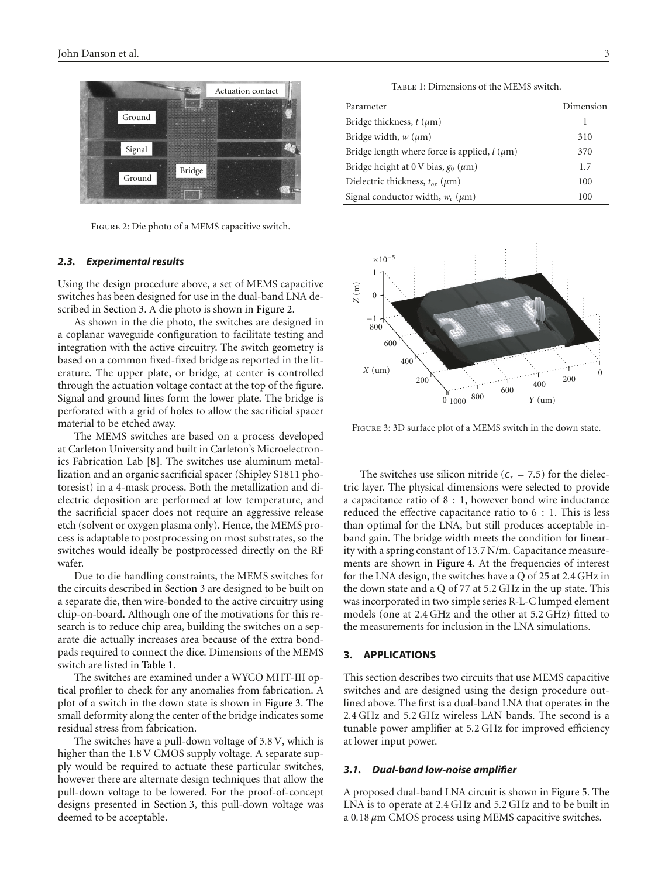Figure 2: Die photo of a MEMS capacitive switch.

Table 1: Dimensions of the MEMS switch.

| Parameter | Dimension |
|---|---|
| Bridge thickness, $t$ ($\mu$m) | 1 |
| Bridge width, $w$ ($\mu$m) | 310 |
| Bridge length where force is applied, $l$ ($\mu$m) | 370 |
| Bridge height at 0 V bias, $g_0$ ($\mu$m) | 1.7 |
| Dielectric thickness, $t_{ox}$ ($\mu$m) | 100 |
| Signal conductor width, $w_c$ ($\mu$m) | 100 |

### 2.3. Experimental results

Using the design procedure above, a set of MEMS capacitive switches has been designed for use in the dual-band LNA described in Section 3. A die photo is shown in Figure 2.

As shown in the die photo, the switches are designed in a coplanar waveguide configuration to facilitate testing and integration with the active circuitry. The switch geometry is based on a common fixed-fixed bridge as reported in the literature. The upper plate, or bridge, at center is controlled through the actuation voltage contact at the top of the figure. Signal and ground lines form the lower plate. The bridge is perforated with a grid of holes to allow the sacrificial spacer material to be etched away.

The MEMS switches are based on a process developed at Carleton University and built in Carleton's Microelectronics Fabrication Lab [8]. The switches use aluminum metallization and an organic sacrificial spacer (Shipley S1811 photoresist) in a 4-mask process. Both the metallization and dielectric deposition are performed at low temperature, and the sacrificial spacer does not require an aggressive release etch (solvent or oxygen plasma only). Hence, the MEMS process is adaptable to postprocessing on most substrates, so the switches would ideally be postprocessed directly on the RF wafer.

Due to die handling constraints, the MEMS switches for the circuits described in Section 3 are designed to be built on a separate die, then wire-bonded to the active circuitry using chip-on-board. Although one of the motivations for this research is to reduce chip area, building the switches on a separate die actually increases area because of the extra bondpads required to connect the dice. Dimensions of the MEMS switch are listed in Table 1.

The switches are examined under a WYCO MHT-III optical profiler to check for any anomalies from fabrication. A plot of a switch in the down state is shown in Figure 3. The small deformity along the center of the bridge indicates some residual stress from fabrication.

The switches have a pull-down voltage of 3.8 V, which is higher than the 1.8 V CMOS supply voltage. A separate supply would be required to actuate these particular switches, however there are alternate design techniques that allow the pull-down voltage to be lowered. For the proof-of-concept designs presented in Section 3, this pull-down voltage was deemed to be acceptable.

Figure 3: 3D surface plot of a MEMS switch in the down state.

The switches use silicon nitride ($\epsilon_r = 7.5$) for the dielectric layer. The physical dimensions were selected to provide a capacitance ratio of 8 : 1, however bond wire inductance reduced the effective capacitance ratio to 6 : 1. This is less than optimal for the LNA, but still produces acceptable in-band gain. The bridge width meets the condition for linearity with a spring constant of 13.7 N/m. Capacitance measurements are shown in Figure 4. At the frequencies of interest for the LNA design, the switches have a Q of 25 at 2.4 GHz in the down state and a Q of 77 at 5.2 GHz in the up state. This was incorporated in two simple series R-L-C lumped element models (one at 2.4 GHz and the other at 5.2 GHz) fitted to the measurements for inclusion in the LNA simulations.

## 3. APPLICATIONS

This section describes two circuits that use MEMS capacitive switches and are designed using the design procedure outlined above. The first is a dual-band LNA that operates in the 2.4 GHz and 5.2 GHz wireless LAN bands. The second is a tunable power amplifier at 5.2 GHz for improved efficiency at lower input power.

### 3.1. Dual-band low-noise amplifier

A proposed dual-band LNA circuit is shown in Figure 5. The LNA is to operate at 2.4 GHz and 5.2 GHz and to be built in a 0.18 $\mu$m CMOS process using MEMS capacitive switches.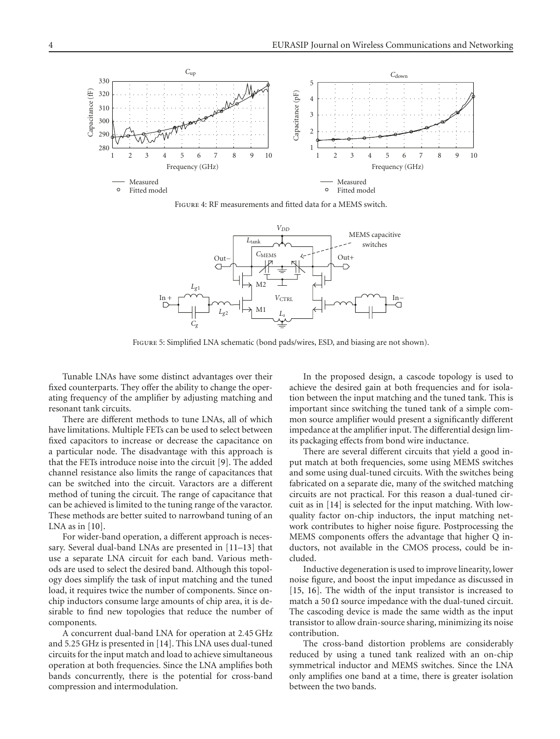Figure 4: RF measurements and fitted data for a MEMS switch.

Figure 5: Simplified LNA schematic (bond pads/wires, ESD, and biasing are not shown).

Tunable LNAs have some distinct advantages over their fixed counterparts. They offer the ability to change the operating frequency of the amplifier by adjusting matching and resonant tank circuits.

There are different methods to tune LNAs, all of which have limitations. Multiple FETs can be used to select between fixed capacitors to increase or decrease the capacitance on a particular node. The disadvantage with this approach is that the FETs introduce noise into the circuit [9]. The added channel resistance also limits the range of capacitances that can be switched into the circuit. Varactors are a different method of tuning the circuit. The range of capacitance that can be achieved is limited to the tuning range of the varactor. These methods are better suited to narrowband tuning of an LNA as in [10].

For wider-band operation, a different approach is necessary. Several dual-band LNAs are presented in [11–13] that use a separate LNA circuit for each band. Various methods are used to select the desired band. Although this topology does simplify the task of input matching and the tuned load, it requires twice the number of components. Since on-chip inductors consume large amounts of chip area, it is desirable to find new topologies that reduce the number of components.

A concurrent dual-band LNA for operation at 2.45 GHz and 5.25 GHz is presented in [14]. This LNA uses dual-tuned circuits for the input match and load to achieve simultaneous operation at both frequencies. Since the LNA amplifies both bands concurrently, there is the potential for cross-band compression and intermodulation.

In the proposed design, a cascode topology is used to achieve the desired gain at both frequencies and for isolation between the input matching and the tuned tank. This is important since switching the tuned tank of a simple common source amplifier would present a significantly different impedance at the amplifier input. The differential design limits packaging effects from bond wire inductance.

There are several different circuits that yield a good input match at both frequencies, some using MEMS switches and some using dual-tuned circuits. With the switches being fabricated on a separate die, many of the switched matching circuits are not practical. For this reason a dual-tuned circuit as in [14] is selected for the input matching. With low-quality factor on-chip inductors, the input matching network contributes to higher noise figure. Postprocessing the MEMS components offers the advantage that higher Q inductors, not available in the CMOS process, could be included.

Inductive degeneration is used to improve linearity, lower noise figure, and boost the input impedance as discussed in [15, 16]. The width of the input transistor is increased to match a 50 Ω source impedance with the dual-tuned circuit. The cascoding device is made the same width as the input transistor to allow drain-source sharing, minimizing its noise contribution.

The cross-band distortion problems are considerably reduced by using a tuned tank realized with an on-chip symmetrical inductor and MEMS switches. Since the LNA only amplifies one band at a time, there is greater isolation between the two bands.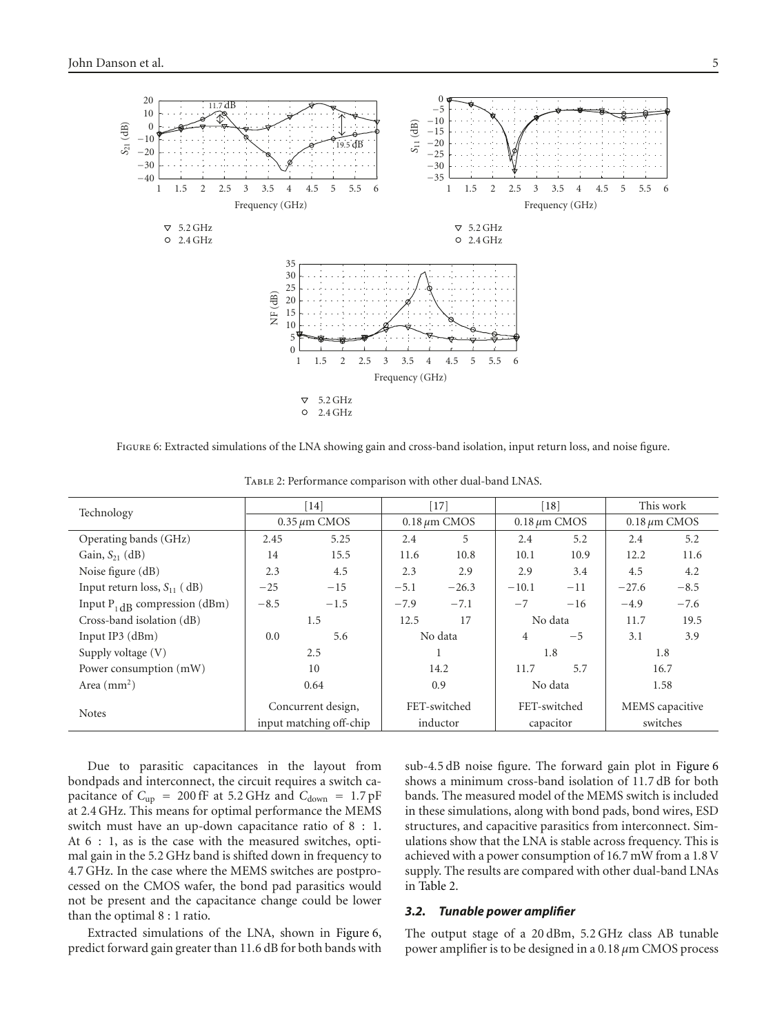Figure 6: Extracted simulations of the LNA showing gain and cross-band isolation, input return loss, and noise figure.

Table 2: Performance comparison with other dual-band LNAS.

| Technology | [14] | | [17] | | [18] | | This work | |
|---|---|---|---|---|---|---|---|---|
| | 0.35 $\mu$m CMOS | | 0.18 $\mu$m CMOS | | 0.18 $\mu$m CMOS | | 0.18 $\mu$m CMOS | |
| Operating bands (GHz) | 2.45 | 5.25 | 2.4 | 5 | 2.4 | 5.2 | 2.4 | 5.2 |
| Gain, $S_{21}$ (dB) | 14 | 15.5 | 11.6 | 10.8 | 10.1 | 10.9 | 12.2 | 11.6 |
| Noise figure (dB) | 2.3 | 4.5 | 2.3 | 2.9 | 2.9 | 3.4 | 4.5 | 4.2 |
| Input return loss, $S_{11}$ ( dB) | −25 | −15 | −5.1 | −26.3 | −10.1 | −11 | −27.6 | −8.5 |
| Input $P_{1\,dB}$ compression (dBm) | −8.5 | −1.5 | −7.9 | −7.1 | −7 | −16 | −4.9 | −7.6 |
| Cross-band isolation (dB) | 1.5 | | 12.5 | 17 | No data | | 11.7 | 19.5 |
| Input IP3 (dBm) | 0.0 | 5.6 | No data | | 4 | −5 | 3.1 | 3.9 |
| Supply voltage (V) | 2.5 | | 1 | | 1.8 | | 1.8 | |
| Power consumption (mW) | 10 | | 14.2 | | 11.7 | 5.7 | 16.7 | |
| Area (mm$^2$) | 0.64 | | 0.9 | | No data | | 1.58 | |
| Notes | Concurrent design, input matching off-chip | | FET-switched inductor | | FET-switched capacitor | | MEMS capacitive switches | |

Due to parasitic capacitances in the layout from bondpads and interconnect, the circuit requires a switch capacitance of $C_{\text{up}} = 200$ fF at 5.2 GHz and $C_{\text{down}} = 1.7$ pF at 2.4 GHz. This means for optimal performance the MEMS switch must have an up-down capacitance ratio of 8 : 1. At 6 : 1, as is the case with the measured switches, optimal gain in the 5.2 GHz band is shifted down in frequency to 4.7 GHz. In the case where the MEMS switches are postprocessed on the CMOS wafer, the bond pad parasitics would not be present and the capacitance change could be lower than the optimal 8 : 1 ratio.

Extracted simulations of the LNA, shown in Figure 6, predict forward gain greater than 11.6 dB for both bands with sub-4.5 dB noise figure. The forward gain plot in Figure 6 shows a minimum cross-band isolation of 11.7 dB for both bands. The measured model of the MEMS switch is included in these simulations, along with bond pads, bond wires, ESD structures, and capacitive parasitics from interconnect. Simulations show that the LNA is stable across frequency. This is achieved with a power consumption of 16.7 mW from a 1.8 V supply. The results are compared with other dual-band LNAs in Table 2.

### *3.2. Tunable power amplifier*

The output stage of a 20 dBm, 5.2 GHz class AB tunable power amplifier is to be designed in a 0.18 $\mu$m CMOS process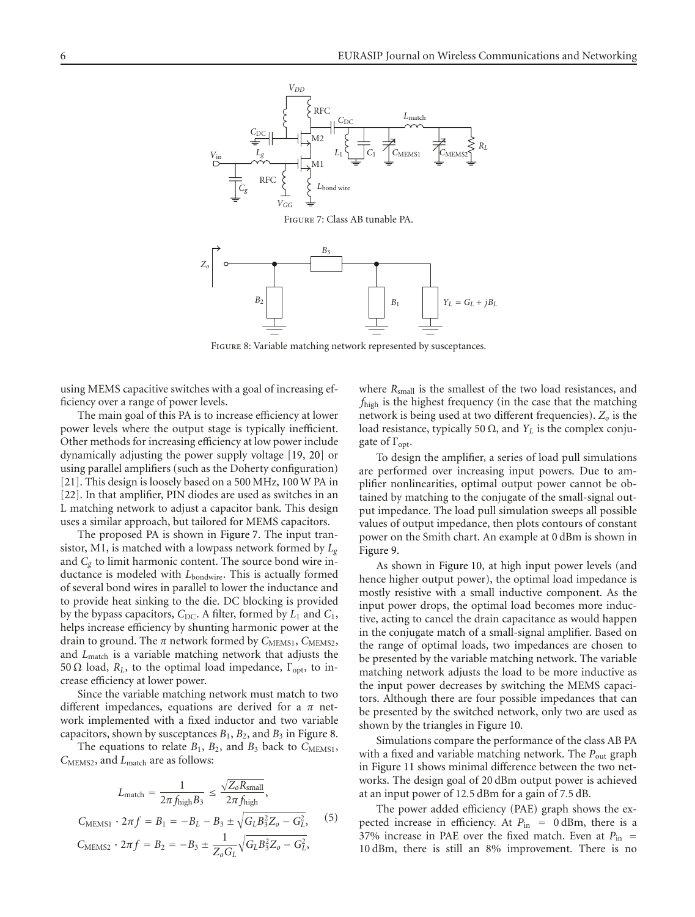Figure 7: Class AB tunable PA.

Figure 8: Variable matching network represented by susceptances.

using MEMS capacitive switches with a goal of increasing efficiency over a range of power levels.

The main goal of this PA is to increase efficiency at lower power levels where the output stage is typically inefficient. Other methods for increasing efficiency at low power include dynamically adjusting the power supply voltage [19, 20] or using parallel amplifiers (such as the Doherty configuration) [21]. This design is loosely based on a 500 MHz, 100 W PA in [22]. In that amplifier, PIN diodes are used as switches in an L matching network to adjust a capacitor bank. This design uses a similar approach, but tailored for MEMS capacitors.

The proposed PA is shown in Figure 7. The input transistor, M1, is matched with a lowpass network formed by $L_g$ and $C_g$ to limit harmonic content. The source bond wire inductance is modeled with $L_{\text{bondwire}}$. This is actually formed of several bond wires in parallel to lower the inductance and to provide heat sinking to the die. DC blocking is provided by the bypass capacitors, $C_{\text{DC}}$. A filter, formed by $L_1$ and $C_1$, helps increase efficiency by shunting harmonic power at the drain to ground. The $\pi$ network formed by $C_{\text{MEMS1}}$, $C_{\text{MEMS2}}$, and $L_{\text{match}}$ is a variable matching network that adjusts the 50 Ω load, $R_L$, to the optimal load impedance, $\Gamma_{\text{opt}}$, to increase efficiency at lower power.

Since the variable matching network must match to two different impedances, equations are derived for a $\pi$ network implemented with a fixed inductor and two variable capacitors, shown by susceptances $B_1$, $B_2$, and $B_3$ in Figure 8.

The equations to relate $B_1$, $B_2$, and $B_3$ back to $C_{\text{MEMS1}}$, $C_{\text{MEMS2}}$, and $L_{\text{match}}$ are as follows:

$$L_{\text{match}} = \frac{1}{2\pi f_{\text{high}} B_3} \leq \frac{\sqrt{Z_o R_{\text{small}}}}{2\pi f_{\text{high}}},$$
$$C_{\text{MEMS1}} \cdot 2\pi f = B_1 = -B_L - B_3 \pm \sqrt{G_L B_3^2 Z_o - G_L^2}, \tag{5}$$
$$C_{\text{MEMS2}} \cdot 2\pi f = B_2 = -B_3 \pm \frac{1}{Z_o G_L}\sqrt{G_L B_3^2 Z_o - G_L^2},$$

where $R_{\text{small}}$ is the smallest of the two load resistances, and $f_{\text{high}}$ is the highest frequency (in the case that the matching network is being used at two different frequencies). $Z_o$ is the load resistance, typically 50 Ω, and $Y_L$ is the complex conjugate of $\Gamma_{\text{opt}}$.

To design the amplifier, a series of load pull simulations are performed over increasing input powers. Due to amplifier nonlinearities, optimal output power cannot be obtained by matching to the conjugate of the small-signal output impedance. The load pull simulation sweeps all possible values of output impedance, then plots contours of constant power on the Smith chart. An example at 0 dBm is shown in Figure 9.

As shown in Figure 10, at high input power levels (and hence higher output power), the optimal load impedance is mostly resistive with a small inductive component. As the input power drops, the optimal load becomes more inductive, acting to cancel the drain capacitance as would happen in the conjugate match of a small-signal amplifier. Based on the range of optimal loads, two impedances are chosen to be presented by the variable matching network. The variable matching network adjusts the load to be more inductive as the input power decreases by switching the MEMS capacitors. Although there are four possible impedances that can be presented by the switched network, only two are used as shown by the triangles in Figure 10.

Simulations compare the performance of the class AB PA with a fixed and variable matching network. The $P_{\text{out}}$ graph in Figure 11 shows minimal difference between the two networks. The design goal of 20 dBm output power is achieved at an input power of 12.5 dBm for a gain of 7.5 dB.

The power added efficiency (PAE) graph shows the expected increase in efficiency. At $P_{\text{in}} = 0$ dBm, there is a 37% increase in PAE over the fixed match. Even at $P_{\text{in}} = 10$ dBm, there is still an 8% improvement. There is no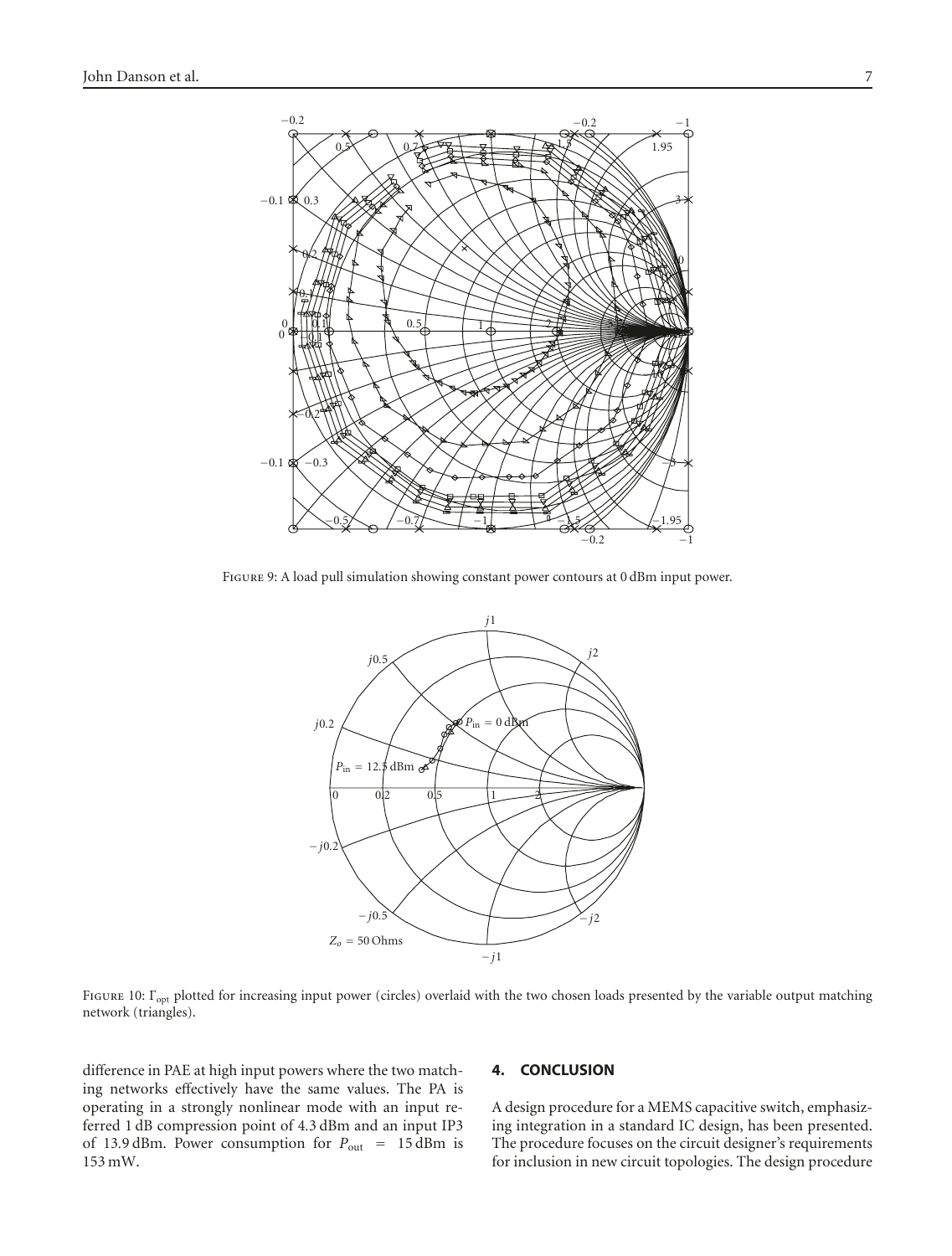Figure 9: A load pull simulation showing constant power contours at 0 dBm input power.

Figure 10: $\Gamma_{opt}$ plotted for increasing input power (circles) overlaid with the two chosen loads presented by the variable output matching network (triangles).

difference in PAE at high input powers where the two matching networks effectively have the same values. The PA is operating in a strongly nonlinear mode with an input referred 1 dB compression point of 4.3 dBm and an input IP3 of 13.9 dBm. Power consumption for $P_{out} = 15$ dBm is 153 mW.

## 4. CONCLUSION

A design procedure for a MEMS capacitive switch, emphasizing integration in a standard IC design, has been presented. The procedure focuses on the circuit designer's requirements for inclusion in new circuit topologies. The design procedure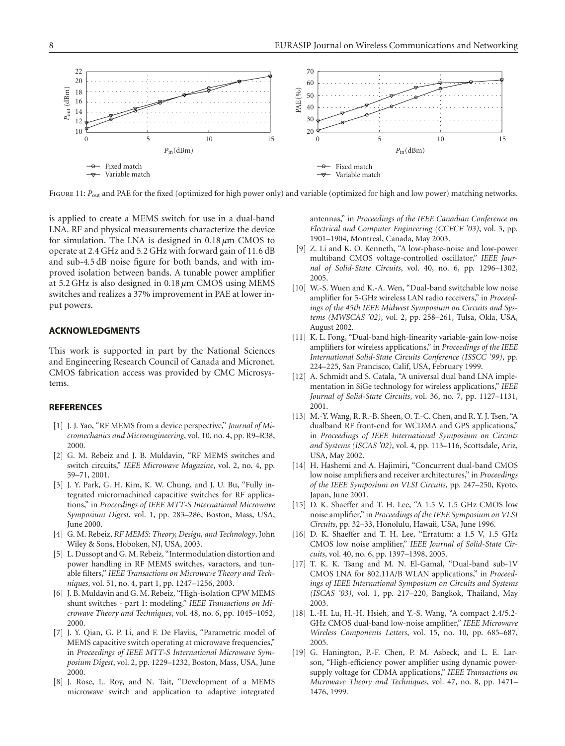FIGURE 11: $P_{out}$ and PAE for the fixed (optimized for high power only) and variable (optimized for high and low power) matching networks.

is applied to create a MEMS switch for use in a dual-band LNA. RF and physical measurements characterize the device for simulation. The LNA is designed in 0.18 $\mu$m CMOS to operate at 2.4 GHz and 5.2 GHz with forward gain of 11.6 dB and sub-4.5 dB noise figure for both bands, and with improved isolation between bands. A tunable power amplifier at 5.2 GHz is also designed in 0.18 $\mu$m CMOS using MEMS switches and realizes a 37% improvement in PAE at lower input powers.

## ACKNOWLEDGMENTS

This work is supported in part by the National Sciences and Engineering Research Council of Canada and Micronet. CMOS fabrication access was provided by CMC Microsystems.

## REFERENCES

[1] J. J. Yao, "RF MEMS from a device perspective," *Journal of Micromechanics and Microengineering*, vol. 10, no. 4, pp. R9–R38, 2000.

[2] G. M. Rebeiz and J. B. Muldavin, "RF MEMS switches and switch circuits," *IEEE Microwave Magazine*, vol. 2, no. 4, pp. 59–71, 2001.

[3] J. Y. Park, G. H. Kim, K. W. Chung, and J. U. Bu, "Fully integrated micromachined capacitive switches for RF applications," in *Proceedings of IEEE MTT-S International Microwave Symposium Digest*, vol. 1, pp. 283–286, Boston, Mass, USA, June 2000.

[4] G. M. Rebeiz, *RF MEMS: Theory, Design, and Technology*, John Wiley & Sons, Hoboken, NJ, USA, 2003.

[5] L. Dussopt and G. M. Rebeiz, "Intermodulation distortion and power handling in RF MEMS switches, varactors, and tunable filters," *IEEE Transactions on Microwave Theory and Techniques*, vol. 51, no. 4, part 1, pp. 1247–1256, 2003.

[6] J. B. Muldavin and G. M. Rebeiz, "High-isolation CPW MEMS shunt switches - part 1: modeling," *IEEE Transactions on Microwave Theory and Techniques*, vol. 48, no. 6, pp. 1045–1052, 2000.

[7] J. Y. Qian, G. P. Li, and F. De Flaviis, "Parametric model of MEMS capacitive switch operating at microwave frequencies," in *Proceedings of IEEE MTT-S International Microwave Symposium Digest*, vol. 2, pp. 1229–1232, Boston, Mass, USA, June 2000.

[8] J. Rose, L. Roy, and N. Tait, "Development of a MEMS microwave switch and application to adaptive integrated antennas," in *Proceedings of the IEEE Canadian Conference on Electrical and Computer Engineering (CCECE '03)*, vol. 3, pp. 1901–1904, Montreal, Canada, May 2003.

[9] Z. Li and K. O. Kenneth, "A low-phase-noise and low-power multiband CMOS voltage-controlled oscillator," *IEEE Journal of Solid-State Circuits*, vol. 40, no. 6, pp. 1296–1302, 2005.

[10] W.-S. Wuen and K.-A. Wen, "Dual-band switchable low noise amplifier for 5-GHz wireless LAN radio receivers," in *Proceedings of the 45th IEEE Midwest Symposium on Circuits and Systems (MWSCAS '02)*, vol. 2, pp. 258–261, Tulsa, Okla, USA, August 2002.

[11] K. L. Fong, "Dual-band high-linearity variable-gain low-noise amplifiers for wireless applications," in *Proceedings of the IEEE International Solid-State Circuits Conference (ISSCC '99)*, pp. 224–225, San Francisco, Calif, USA, February 1999.

[12] A. Schmidt and S. Catala, "A universal dual band LNA implementation in SiGe technology for wireless applications," *IEEE Journal of Solid-State Circuits*, vol. 36, no. 7, pp. 1127–1131, 2001.

[13] M.-Y. Wang, R. R.-B. Sheen, O. T.-C. Chen, and R. Y. J. Tsen, "A dualband RF front-end for WCDMA and GPS applications," in *Proceedings of IEEE International Symposium on Circuits and Systems (ISCAS '02)*, vol. 4, pp. 113–116, Scottsdale, Ariz, USA, May 2002.

[14] H. Hashemi and A. Hajimiri, "Concurrent dual-band CMOS low noise amplifiers and receiver architectures," in *Proceedings of the IEEE Symposium on VLSI Circuits*, pp. 247–250, Kyoto, Japan, June 2001.

[15] D. K. Shaeffer and T. H. Lee, "A 1.5 V, 1.5 GHz CMOS low noise amplifier," in *Proceedings of the IEEE Symposium on VLSI Circuits*, pp. 32–33, Honolulu, Hawaii, USA, June 1996.

[16] D. K. Shaeffer and T. H. Lee, "Erratum: a 1.5 V, 1.5 GHz CMOS low noise amplifier," *IEEE Journal of Solid-State Circuits*, vol. 40, no. 6, pp. 1397–1398, 2005.

[17] T. K. K. Tsang and M. N. El-Gamal, "Dual-band sub-1V CMOS LNA for 802.11A/B WLAN applications," in *Proceedings of IEEE International Symposium on Circuits and Systems (ISCAS '03)*, vol. 1, pp. 217–220, Bangkok, Thailand, May 2003.

[18] L.-H. Lu, H.-H. Hsieh, and Y.-S. Wang, "A compact 2.4/5.2-GHz CMOS dual-band low-noise amplifier," *IEEE Microwave Wireless Components Letters*, vol. 15, no. 10, pp. 685–687, 2005.

[19] G. Hanington, P.-F. Chen, P. M. Asbeck, and L. E. Larson, "High-efficiency power amplifier using dynamic power-supply voltage for CDMA applications," *IEEE Transactions on Microwave Theory and Techniques*, vol. 47, no. 8, pp. 1471–1476, 1999.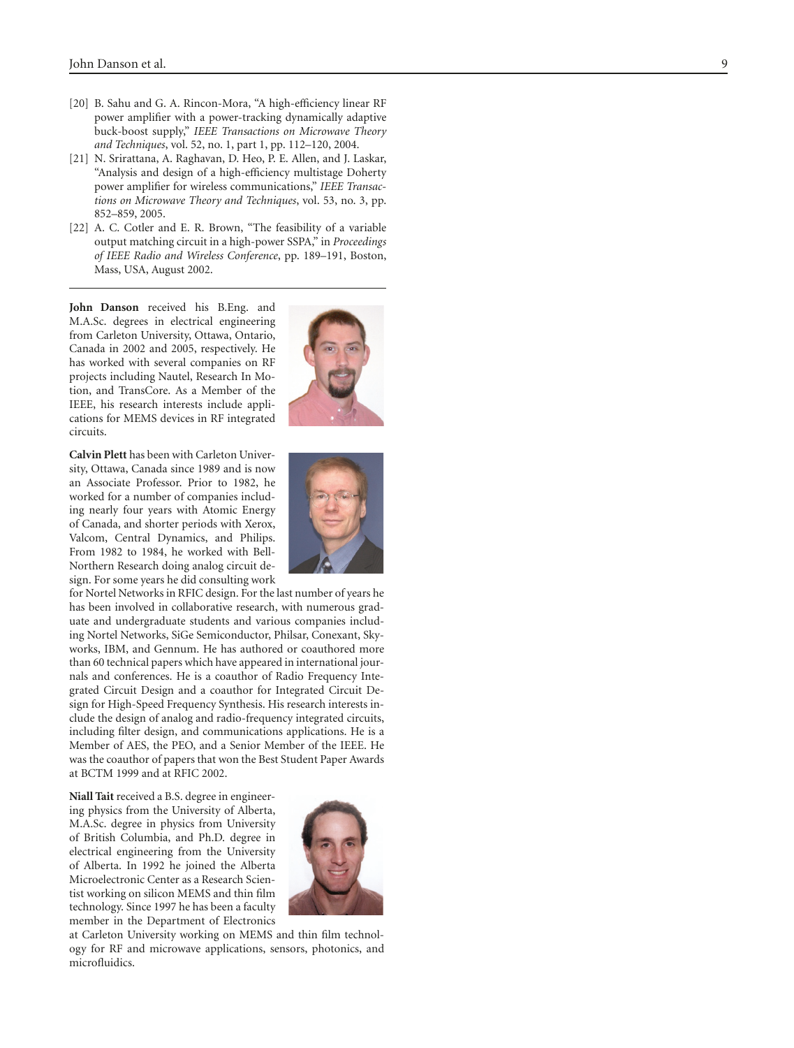[20] B. Sahu and G. A. Rincon-Mora, "A high-efficiency linear RF power amplifier with a power-tracking dynamically adaptive buck-boost supply," *IEEE Transactions on Microwave Theory and Techniques*, vol. 52, no. 1, part 1, pp. 112–120, 2004.

[21] N. Srirattana, A. Raghavan, D. Heo, P. E. Allen, and J. Laskar, "Analysis and design of a high-efficiency multistage Doherty power amplifier for wireless communications," *IEEE Transactions on Microwave Theory and Techniques*, vol. 53, no. 3, pp. 852–859, 2005.

[22] A. C. Cotler and E. R. Brown, "The feasibility of a variable output matching circuit in a high-power SSPA," in *Proceedings of IEEE Radio and Wireless Conference*, pp. 189–191, Boston, Mass, USA, August 2002.

---

**John Danson** received his B.Eng. and M.A.Sc. degrees in electrical engineering from Carleton University, Ottawa, Ontario, Canada in 2002 and 2005, respectively. He has worked with several companies on RF projects including Nautel, Research In Motion, and TransCore. As a Member of the IEEE, his research interests include applications for MEMS devices in RF integrated circuits.

**Calvin Plett** has been with Carleton University, Ottawa, Canada since 1989 and is now an Associate Professor. Prior to 1982, he worked for a number of companies including nearly four years with Atomic Energy of Canada, and shorter periods with Xerox, Valcom, Central Dynamics, and Philips. From 1982 to 1984, he worked with Bell-Northern Research doing analog circuit design. For some years he did consulting work for Nortel Networks in RFIC design. For the last number of years he has been involved in collaborative research, with numerous graduate and undergraduate students and various companies including Nortel Networks, SiGe Semiconductor, Philsar, Conexant, Skyworks, IBM, and Gennum. He has authored or coauthored more than 60 technical papers which have appeared in international journals and conferences. He is a coauthor of Radio Frequency Integrated Circuit Design and a coauthor for Integrated Circuit Design for High-Speed Frequency Synthesis. His research interests include the design of analog and radio-frequency integrated circuits, including filter design, and communications applications. He is a Member of AES, the PEO, and a Senior Member of the IEEE. He was the coauthor of papers that won the Best Student Paper Awards at BCTM 1999 and at RFIC 2002.

**Niall Tait** received a B.S. degree in engineering physics from the University of Alberta, M.A.Sc. degree in physics from University of British Columbia, and Ph.D. degree in electrical engineering from the University of Alberta. In 1992 he joined the Alberta Microelectronic Center as a Research Scientist working on silicon MEMS and thin film technology. Since 1997 he has been a faculty member in the Department of Electronics at Carleton University working on MEMS and thin film technology for RF and microwave applications, sensors, photonics, and microfluidics.